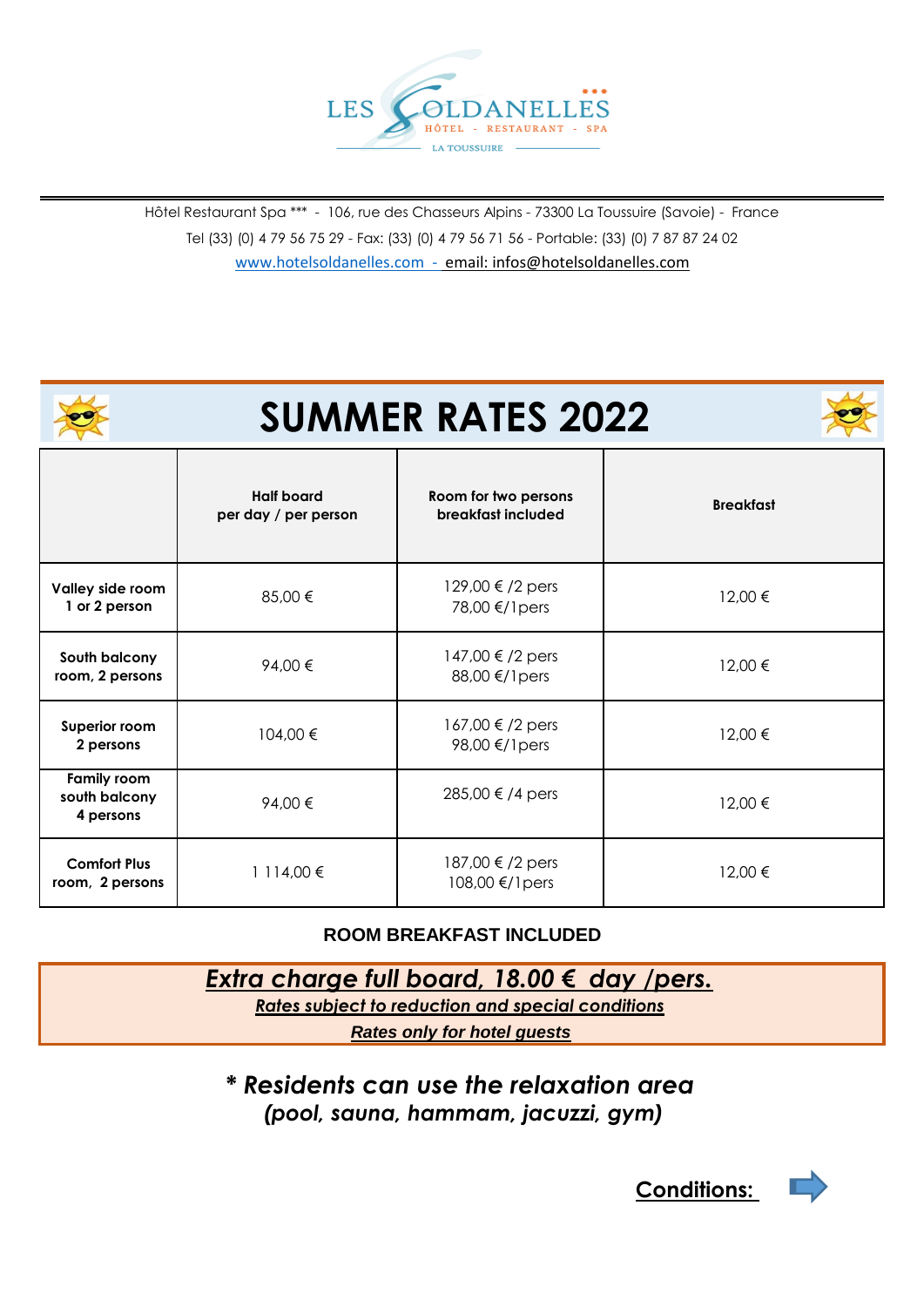LES SOLDANELLES ***
HÔTEL - RESTAURANT - SPA
LA TOUSSUIRE

Hôtel Restaurant Spa *** - 106, rue des Chasseurs Alpins - 73300 La Toussuire (Savoie) - France
Tel (33) (0) 4 79 56 75 29 - Fax: (33) (0) 4 79 56 71 56 - Portable: (33) (0) 7 87 87 24 02
www.hotelsoldanelles.com - email: infos@hotelsoldanelles.com

# SUMMER RATES 2022

| | **Half board per day / per person** | **Room for two persons breakfast included** | **Breakfast** |
|---|---|---|---|
| **Valley side room 1 or 2 person** | 85,00 € | 129,00 € /2 pers<br>78,00 €/1pers | 12,00 € |
| **South balcony room, 2 persons** | 94,00 € | 147,00 € /2 pers<br>88,00 €/1pers | 12,00 € |
| **Superior room 2 persons** | 104,00 € | 167,00 € /2 pers<br>98,00 €/1pers | 12,00 € |
| **Family room south balcony 4 persons** | 94,00 € | 285,00 € /4 pers | 12,00 € |
| **Comfort Plus room, 2 persons** | 1 114,00 € | 187,00 € /2 pers<br>108,00 €/1pers | 12,00 € |

**ROOM BREAKFAST INCLUDED**

***Extra charge full board, 18.00 € day /pers.***

***Rates subject to reduction and special conditions***

***Rates only for hotel guests***

***\* Residents can use the relaxation area***
***(pool, sauna, hammam, jacuzzi, gym)***

**Conditions:**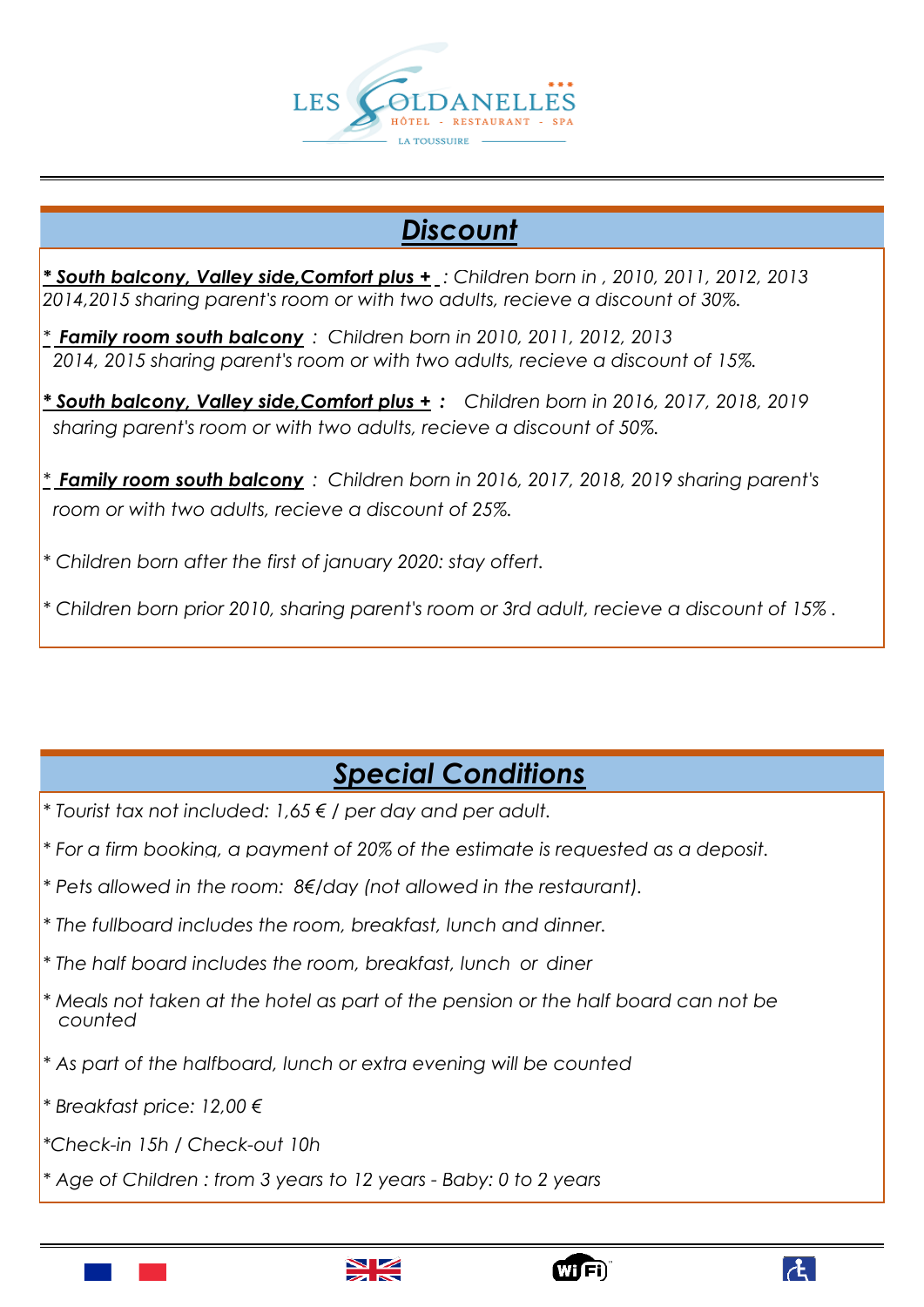LES SOLDANELLES ***

HÔTEL - RESTAURANT - SPA

LA TOUSSUIRE

## *Discount*

*\* **South balcony, Valley side,Comfort plus +** : Children born in , 2010, 2011, 2012, 2013 2014,2015 sharing parent's room or with two adults, recieve a discount of 30%.*

*\* **Family room south balcony** : Children born in 2010, 2011, 2012, 2013 2014, 2015 sharing parent's room or with two adults, recieve a discount of 15%.*

*\* **South balcony, Valley side,Comfort plus +** : Children born in 2016, 2017, 2018, 2019 sharing parent's room or with two adults, recieve a discount of 50%.*

*\* **Family room south balcony** : Children born in 2016, 2017, 2018, 2019 sharing parent's room or with two adults, recieve a discount of 25%.*

*\* Children born after the first of january 2020: stay offert.*

*\* Children born prior 2010, sharing parent's room or 3rd adult, recieve a discount of 15% .*

## *Special Conditions*

*\* Tourist tax not included: 1,65 € / per day and per adult.*

*\* For a firm booking, a payment of 20% of the estimate is requested as a deposit.*

*\* Pets allowed in the room: 8€/day (not allowed in the restaurant).*

*\* The fullboard includes the room, breakfast, lunch and dinner.*

*\* The half board includes the room, breakfast, lunch or diner*

*\* Meals not taken at the hotel as part of the pension or the half board can not be counted*

*\* As part of the halfboard, lunch or extra evening will be counted*

*\* Breakfast price: 12,00 €*

*\*Check-in 15h / Check-out 10h*

*\* Age of Children : from 3 years to 12 years - Baby: 0 to 2 years*